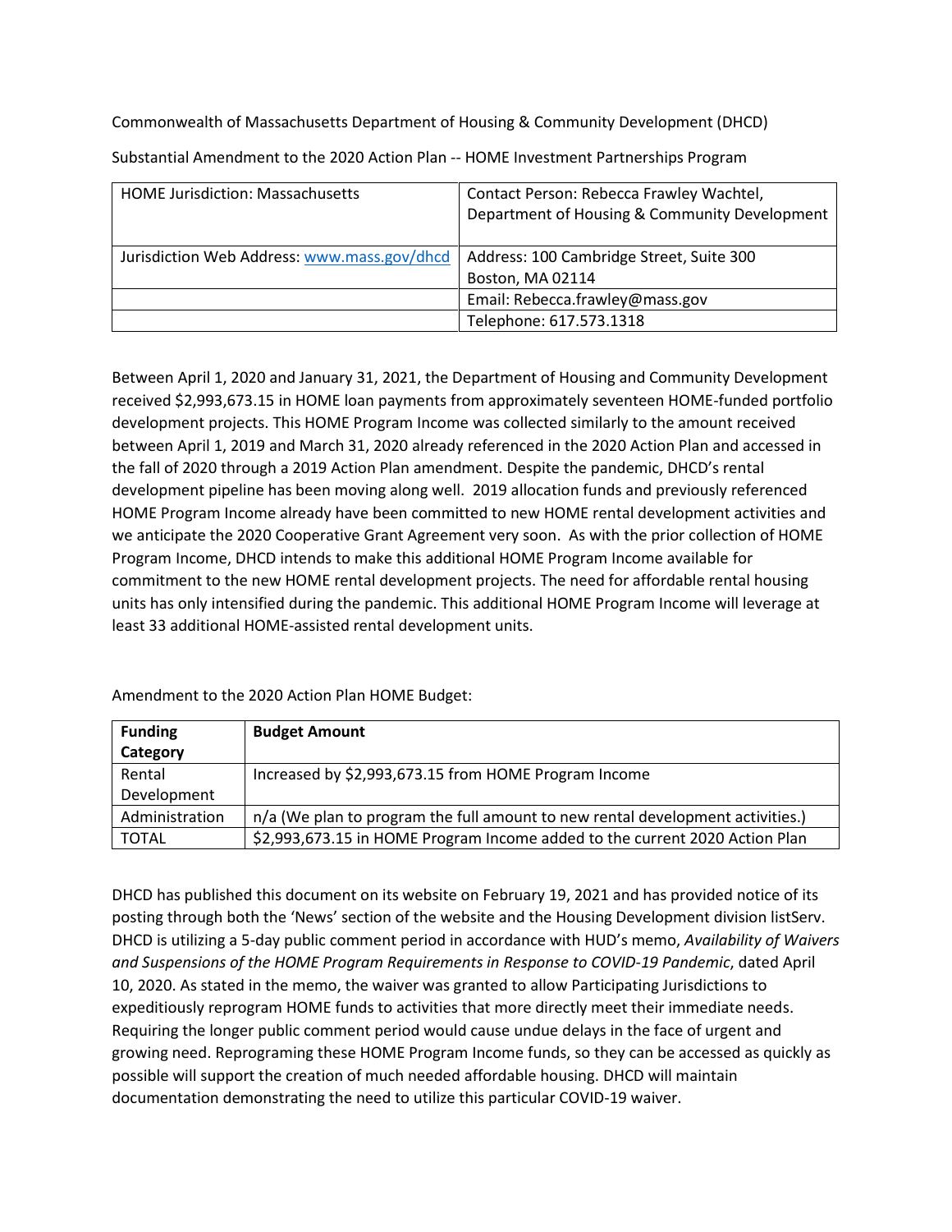Commonwealth of Massachusetts Department of Housing & Community Development (DHCD)

Substantial Amendment to the 2020 Action Plan -- HOME Investment Partnerships Program

| HOME Jurisdiction: Massachusetts | Contact Person: Rebecca Frawley Wachtel, Department of Housing & Community Development |
|---|---|
| Jurisdiction Web Address: www.mass.gov/dhcd | Address: 100 Cambridge Street, Suite 300 Boston, MA 02114 |
| | Email: Rebecca.frawley@mass.gov |
| | Telephone: 617.573.1318 |

Between April 1, 2020 and January 31, 2021, the Department of Housing and Community Development received $2,993,673.15 in HOME loan payments from approximately seventeen HOME-funded portfolio development projects. This HOME Program Income was collected similarly to the amount received between April 1, 2019 and March 31, 2020 already referenced in the 2020 Action Plan and accessed in the fall of 2020 through a 2019 Action Plan amendment. Despite the pandemic, DHCD's rental development pipeline has been moving along well. 2019 allocation funds and previously referenced HOME Program Income already have been committed to new HOME rental development activities and we anticipate the 2020 Cooperative Grant Agreement very soon. As with the prior collection of HOME Program Income, DHCD intends to make this additional HOME Program Income available for commitment to the new HOME rental development projects. The need for affordable rental housing units has only intensified during the pandemic. This additional HOME Program Income will leverage at least 33 additional HOME-assisted rental development units.

Amendment to the 2020 Action Plan HOME Budget:

| **Funding Category** | **Budget Amount** |
|---|---|
| Rental Development | Increased by $2,993,673.15 from HOME Program Income |
| Administration | n/a (We plan to program the full amount to new rental development activities.) |
| TOTAL | $2,993,673.15 in HOME Program Income added to the current 2020 Action Plan |

DHCD has published this document on its website on February 19, 2021 and has provided notice of its posting through both the 'News' section of the website and the Housing Development division listServ. DHCD is utilizing a 5-day public comment period in accordance with HUD's memo, *Availability of Waivers and Suspensions of the HOME Program Requirements in Response to COVID-19 Pandemic*, dated April 10, 2020. As stated in the memo, the waiver was granted to allow Participating Jurisdictions to expeditiously reprogram HOME funds to activities that more directly meet their immediate needs. Requiring the longer public comment period would cause undue delays in the face of urgent and growing need. Reprograming these HOME Program Income funds, so they can be accessed as quickly as possible will support the creation of much needed affordable housing. DHCD will maintain documentation demonstrating the need to utilize this particular COVID-19 waiver.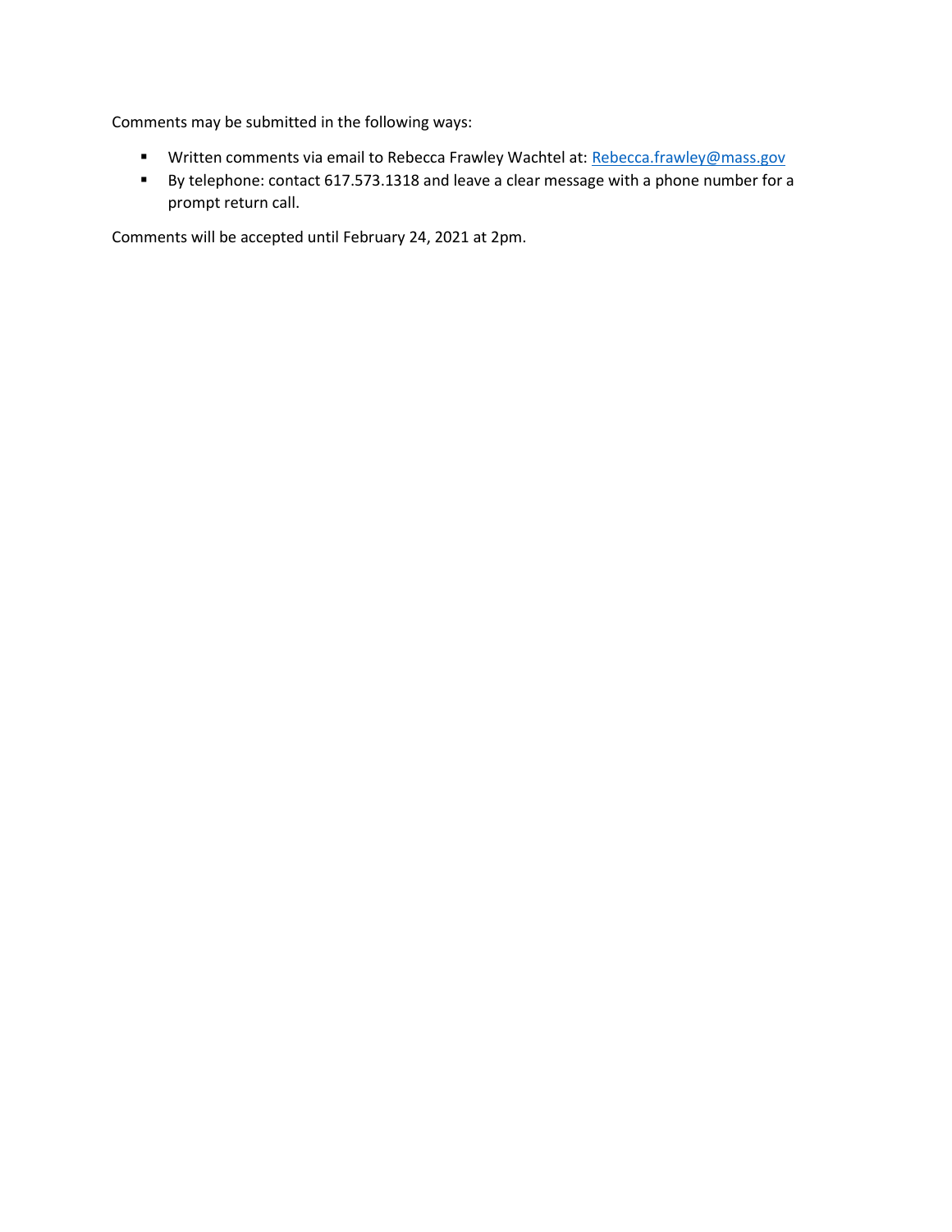Comments may be submitted in the following ways:

- Written comments via email to Rebecca Frawley Wachtel at: Rebecca.frawley@mass.gov
- By telephone: contact 617.573.1318 and leave a clear message with a phone number for a prompt return call.

Comments will be accepted until February 24, 2021 at 2pm.